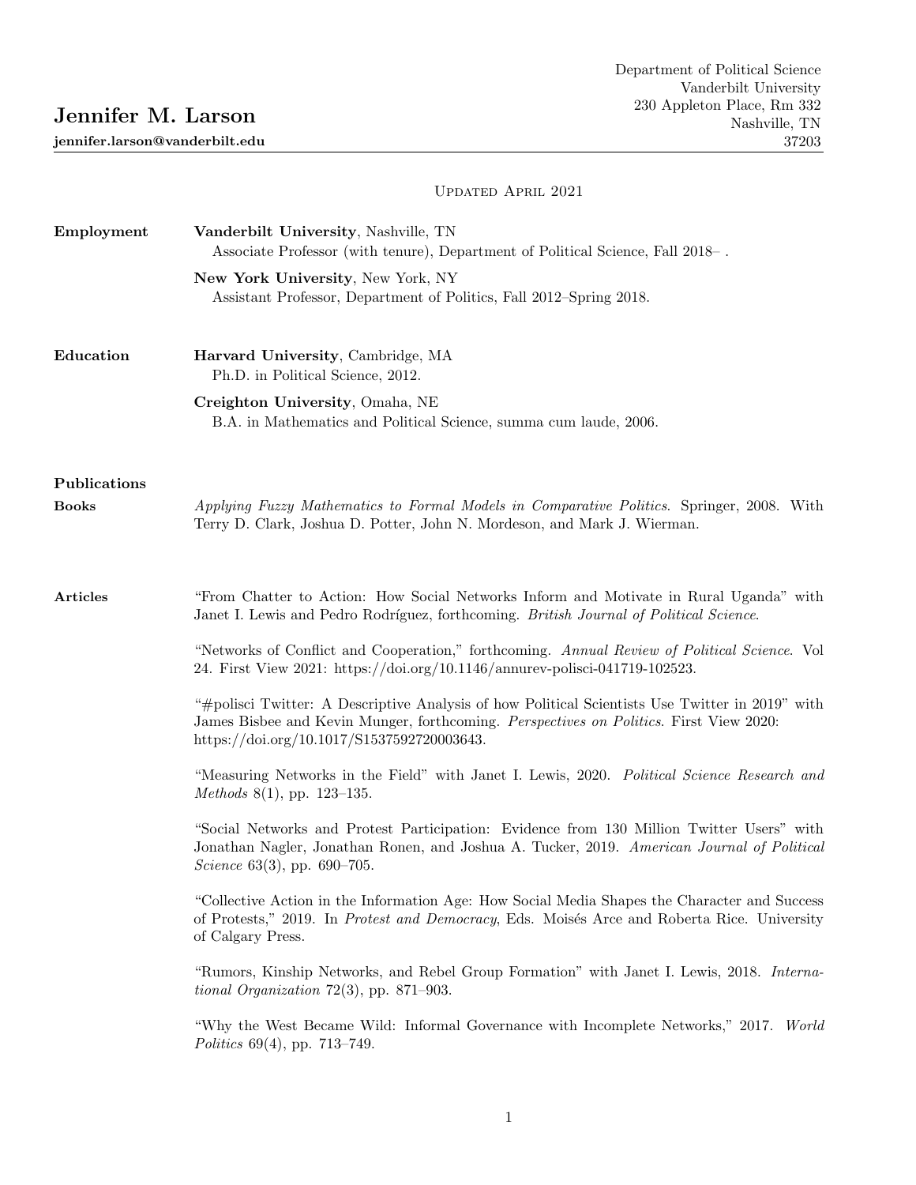# Jennifer M. Larson

**jennifer.larson@vanderbilt.edu**

Department of Political Science
Vanderbilt University
230 Appleton Place, Rm 332
Nashville, TN
37203

UPDATED APRIL 2021

## Employment

**Vanderbilt University**, Nashville, TN
Associate Professor (with tenure), Department of Political Science, Fall 2018– .

**New York University**, New York, NY
Assistant Professor, Department of Politics, Fall 2012–Spring 2018.

## Education

**Harvard University**, Cambridge, MA
Ph.D. in Political Science, 2012.

**Creighton University**, Omaha, NE
B.A. in Mathematics and Political Science, summa cum laude, 2006.

## Publications

### Books

*Applying Fuzzy Mathematics to Formal Models in Comparative Politics*. Springer, 2008. With Terry D. Clark, Joshua D. Potter, John N. Mordeson, and Mark J. Wierman.

### Articles

"From Chatter to Action: How Social Networks Inform and Motivate in Rural Uganda" with Janet I. Lewis and Pedro Rodríguez, forthcoming. *British Journal of Political Science*.

"Networks of Conflict and Cooperation," forthcoming. *Annual Review of Political Science*. Vol 24. First View 2021: https://doi.org/10.1146/annurev-polisci-041719-102523.

"#polisci Twitter: A Descriptive Analysis of how Political Scientists Use Twitter in 2019" with James Bisbee and Kevin Munger, forthcoming. *Perspectives on Politics*. First View 2020: https://doi.org/10.1017/S1537592720003643.

"Measuring Networks in the Field" with Janet I. Lewis, 2020. *Political Science Research and Methods* 8(1), pp. 123–135.

"Social Networks and Protest Participation: Evidence from 130 Million Twitter Users" with Jonathan Nagler, Jonathan Ronen, and Joshua A. Tucker, 2019. *American Journal of Political Science* 63(3), pp. 690–705.

"Collective Action in the Information Age: How Social Media Shapes the Character and Success of Protests," 2019. In *Protest and Democracy*, Eds. Moisés Arce and Roberta Rice. University of Calgary Press.

"Rumors, Kinship Networks, and Rebel Group Formation" with Janet I. Lewis, 2018. *International Organization* 72(3), pp. 871–903.

"Why the West Became Wild: Informal Governance with Incomplete Networks," 2017. *World Politics* 69(4), pp. 713–749.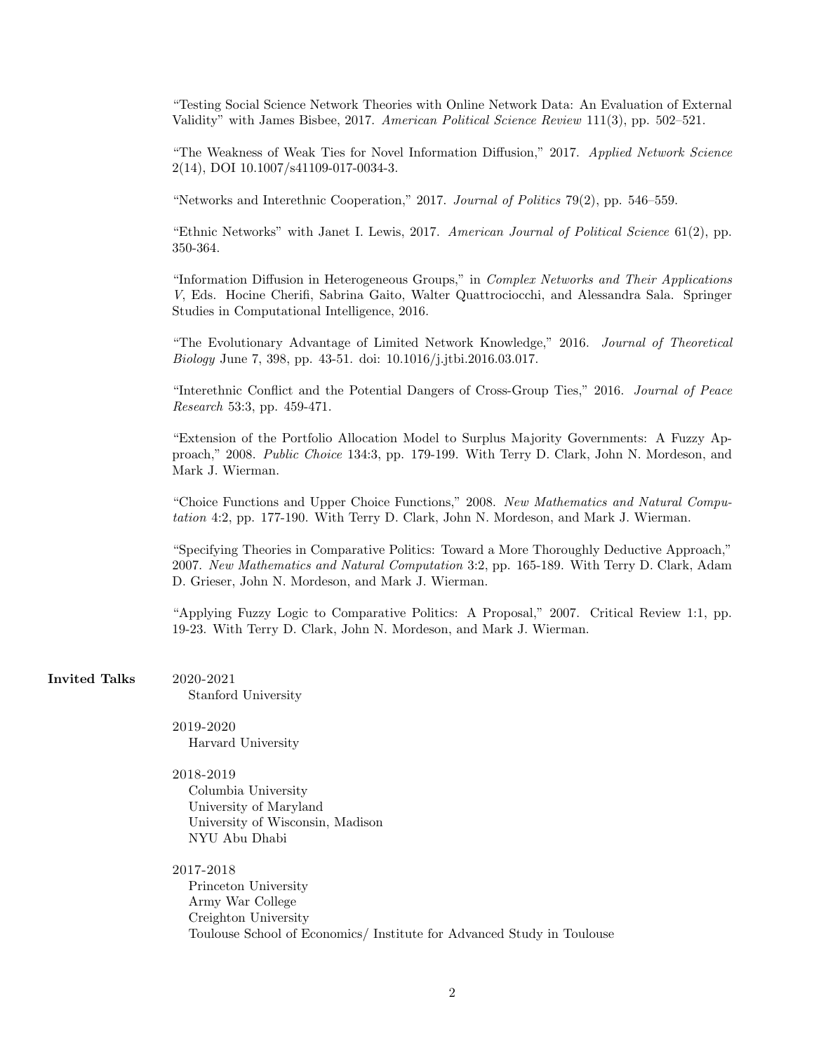"Testing Social Science Network Theories with Online Network Data: An Evaluation of External Validity" with James Bisbee, 2017. *American Political Science Review* 111(3), pp. 502–521.

"The Weakness of Weak Ties for Novel Information Diffusion," 2017. *Applied Network Science* 2(14), DOI 10.1007/s41109-017-0034-3.

"Networks and Interethnic Cooperation," 2017. *Journal of Politics* 79(2), pp. 546–559.

"Ethnic Networks" with Janet I. Lewis, 2017. *American Journal of Political Science* 61(2), pp. 350-364.

"Information Diffusion in Heterogeneous Groups," in *Complex Networks and Their Applications V*, Eds. Hocine Cherifi, Sabrina Gaito, Walter Quattrociocchi, and Alessandra Sala. Springer Studies in Computational Intelligence, 2016.

"The Evolutionary Advantage of Limited Network Knowledge," 2016. *Journal of Theoretical Biology* June 7, 398, pp. 43-51. doi: 10.1016/j.jtbi.2016.03.017.

"Interethnic Conflict and the Potential Dangers of Cross-Group Ties," 2016. *Journal of Peace Research* 53:3, pp. 459-471.

"Extension of the Portfolio Allocation Model to Surplus Majority Governments: A Fuzzy Approach," 2008. *Public Choice* 134:3, pp. 179-199. With Terry D. Clark, John N. Mordeson, and Mark J. Wierman.

"Choice Functions and Upper Choice Functions," 2008. *New Mathematics and Natural Computation* 4:2, pp. 177-190. With Terry D. Clark, John N. Mordeson, and Mark J. Wierman.

"Specifying Theories in Comparative Politics: Toward a More Thoroughly Deductive Approach," 2007. *New Mathematics and Natural Computation* 3:2, pp. 165-189. With Terry D. Clark, Adam D. Grieser, John N. Mordeson, and Mark J. Wierman.

"Applying Fuzzy Logic to Comparative Politics: A Proposal," 2007. Critical Review 1:1, pp. 19-23. With Terry D. Clark, John N. Mordeson, and Mark J. Wierman.

**Invited Talks**

2020-2021
- Stanford University

2019-2020
- Harvard University

2018-2019
- Columbia University
- University of Maryland
- University of Wisconsin, Madison
- NYU Abu Dhabi

2017-2018
- Princeton University
- Army War College
- Creighton University
- Toulouse School of Economics/ Institute for Advanced Study in Toulouse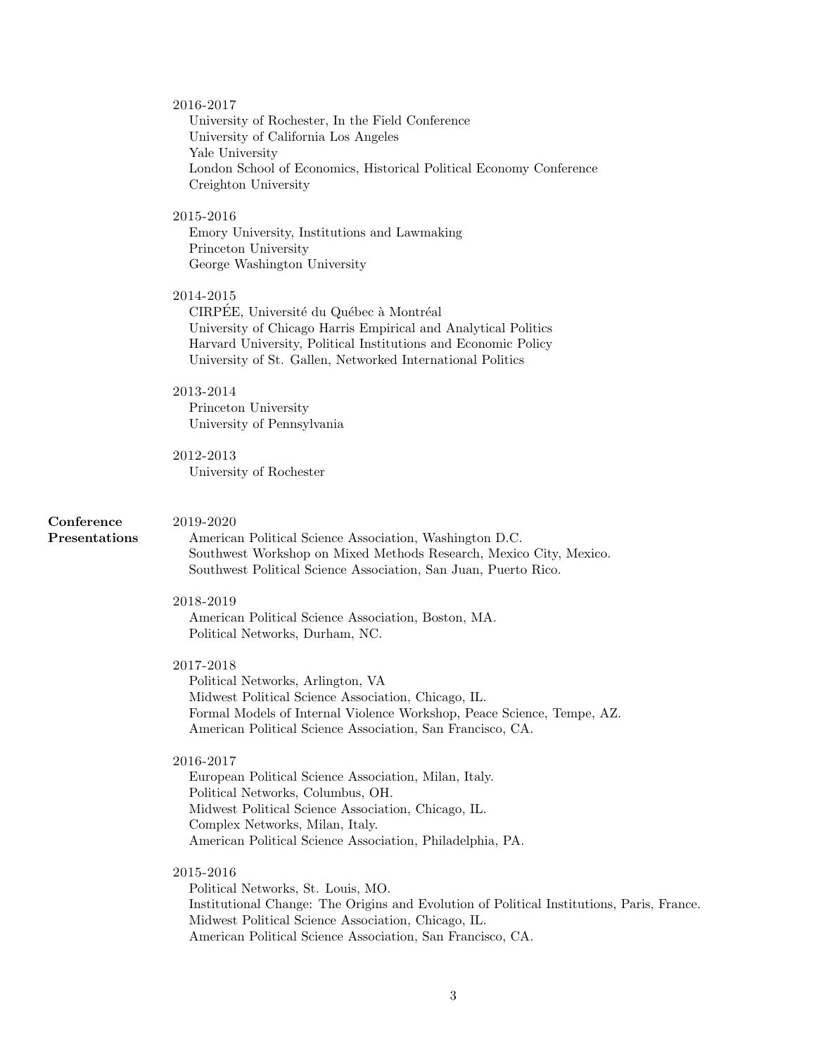2016-2017

University of Rochester, In the Field Conference
University of California Los Angeles
Yale University
London School of Economics, Historical Political Economy Conference
Creighton University

2015-2016

Emory University, Institutions and Lawmaking
Princeton University
George Washington University

2014-2015

CIRPÉE, Université du Québec à Montréal
University of Chicago Harris Empirical and Analytical Politics
Harvard University, Political Institutions and Economic Policy
University of St. Gallen, Networked International Politics

2013-2014

Princeton University
University of Pennsylvania

2012-2013

University of Rochester

## Conference Presentations

2019-2020

American Political Science Association, Washington D.C.
Southwest Workshop on Mixed Methods Research, Mexico City, Mexico.
Southwest Political Science Association, San Juan, Puerto Rico.

2018-2019

American Political Science Association, Boston, MA.
Political Networks, Durham, NC.

2017-2018

Political Networks, Arlington, VA
Midwest Political Science Association, Chicago, IL.
Formal Models of Internal Violence Workshop, Peace Science, Tempe, AZ.
American Political Science Association, San Francisco, CA.

2016-2017

European Political Science Association, Milan, Italy.
Political Networks, Columbus, OH.
Midwest Political Science Association, Chicago, IL.
Complex Networks, Milan, Italy.
American Political Science Association, Philadelphia, PA.

2015-2016

Political Networks, St. Louis, MO.
Institutional Change: The Origins and Evolution of Political Institutions, Paris, France.
Midwest Political Science Association, Chicago, IL.
American Political Science Association, San Francisco, CA.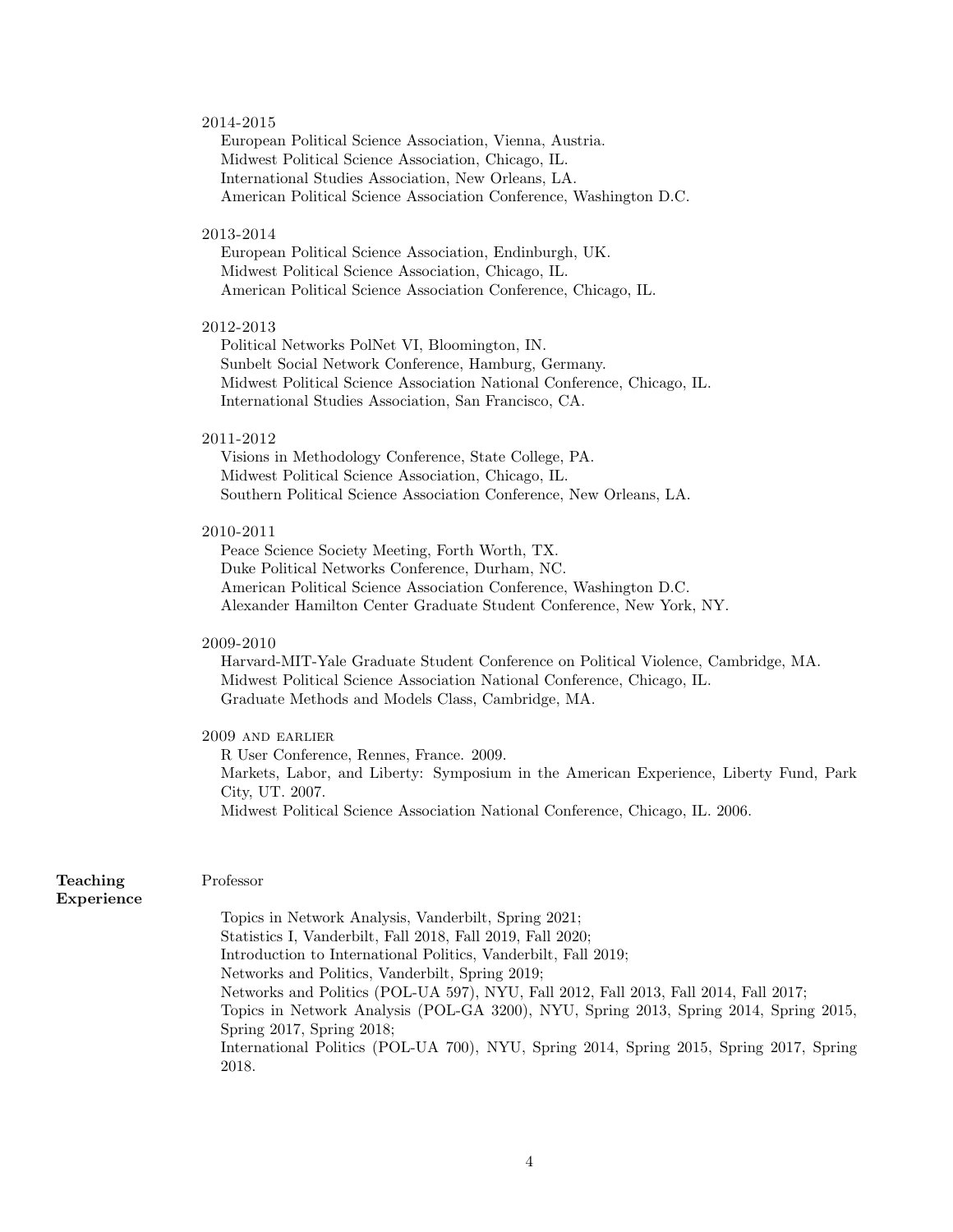2014-2015

European Political Science Association, Vienna, Austria.
Midwest Political Science Association, Chicago, IL.
International Studies Association, New Orleans, LA.
American Political Science Association Conference, Washington D.C.

2013-2014

European Political Science Association, Endinburgh, UK.
Midwest Political Science Association, Chicago, IL.
American Political Science Association Conference, Chicago, IL.

2012-2013

Political Networks PolNet VI, Bloomington, IN.
Sunbelt Social Network Conference, Hamburg, Germany.
Midwest Political Science Association National Conference, Chicago, IL.
International Studies Association, San Francisco, CA.

2011-2012

Visions in Methodology Conference, State College, PA.
Midwest Political Science Association, Chicago, IL.
Southern Political Science Association Conference, New Orleans, LA.

2010-2011

Peace Science Society Meeting, Forth Worth, TX.
Duke Political Networks Conference, Durham, NC.
American Political Science Association Conference, Washington D.C.
Alexander Hamilton Center Graduate Student Conference, New York, NY.

2009-2010

Harvard-MIT-Yale Graduate Student Conference on Political Violence, Cambridge, MA.
Midwest Political Science Association National Conference, Chicago, IL.
Graduate Methods and Models Class, Cambridge, MA.

2009 and earlier

R User Conference, Rennes, France. 2009.
Markets, Labor, and Liberty: Symposium in the American Experience, Liberty Fund, Park City, UT. 2007.
Midwest Political Science Association National Conference, Chicago, IL. 2006.

## Teaching Experience

Professor

Topics in Network Analysis, Vanderbilt, Spring 2021;
Statistics I, Vanderbilt, Fall 2018, Fall 2019, Fall 2020;
Introduction to International Politics, Vanderbilt, Fall 2019;
Networks and Politics, Vanderbilt, Spring 2019;
Networks and Politics (POL-UA 597), NYU, Fall 2012, Fall 2013, Fall 2014, Fall 2017;
Topics in Network Analysis (POL-GA 3200), NYU, Spring 2013, Spring 2014, Spring 2015, Spring 2017, Spring 2018;
International Politics (POL-UA 700), NYU, Spring 2014, Spring 2015, Spring 2017, Spring 2018.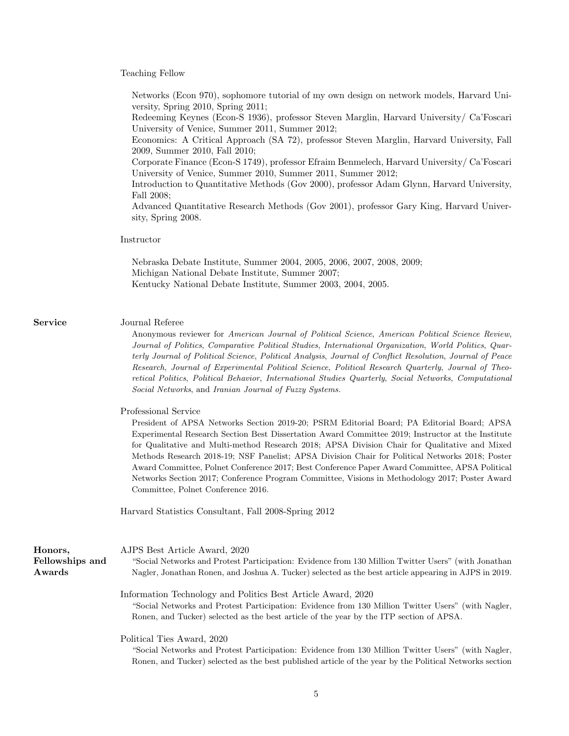Teaching Fellow

Networks (Econ 970), sophomore tutorial of my own design on network models, Harvard University, Spring 2010, Spring 2011;
Redeeming Keynes (Econ-S 1936), professor Steven Marglin, Harvard University/ Ca'Foscari University of Venice, Summer 2011, Summer 2012;
Economics: A Critical Approach (SA 72), professor Steven Marglin, Harvard University, Fall 2009, Summer 2010, Fall 2010;
Corporate Finance (Econ-S 1749), professor Efraim Benmelech, Harvard University/ Ca'Foscari University of Venice, Summer 2010, Summer 2011, Summer 2012;
Introduction to Quantitative Methods (Gov 2000), professor Adam Glynn, Harvard University, Fall 2008;
Advanced Quantitative Research Methods (Gov 2001), professor Gary King, Harvard University, Spring 2008.

Instructor

Nebraska Debate Institute, Summer 2004, 2005, 2006, 2007, 2008, 2009;
Michigan National Debate Institute, Summer 2007;
Kentucky National Debate Institute, Summer 2003, 2004, 2005.

## Service

Journal Referee

Anonymous reviewer for *American Journal of Political Science*, *American Political Science Review*, *Journal of Politics*, *Comparative Political Studies*, *International Organization*, *World Politics*, *Quarterly Journal of Political Science*, *Political Analysis*, *Journal of Conflict Resolution*, *Journal of Peace Research*, *Journal of Experimental Political Science*, *Political Research Quarterly*, *Journal of Theoretical Politics*, *Political Behavior*, *International Studies Quarterly*, *Social Networks*, *Computational Social Networks*, and *Iranian Journal of Fuzzy Systems*.

Professional Service

President of APSA Networks Section 2019-20; PSRM Editorial Board; PA Editorial Board; APSA Experimental Research Section Best Dissertation Award Committee 2019; Instructor at the Institute for Qualitative and Multi-method Research 2018; APSA Division Chair for Qualitative and Mixed Methods Research 2018-19; NSF Panelist; APSA Division Chair for Political Networks 2018; Poster Award Committee, Polnet Conference 2017; Best Conference Paper Award Committee, APSA Political Networks Section 2017; Conference Program Committee, Visions in Methodology 2017; Poster Award Committee, Polnet Conference 2016.

Harvard Statistics Consultant, Fall 2008-Spring 2012

## Honors, Fellowships and Awards

AJPS Best Article Award, 2020

"Social Networks and Protest Participation: Evidence from 130 Million Twitter Users" (with Jonathan Nagler, Jonathan Ronen, and Joshua A. Tucker) selected as the best article appearing in AJPS in 2019.

Information Technology and Politics Best Article Award, 2020

"Social Networks and Protest Participation: Evidence from 130 Million Twitter Users" (with Nagler, Ronen, and Tucker) selected as the best article of the year by the ITP section of APSA.

Political Ties Award, 2020

"Social Networks and Protest Participation: Evidence from 130 Million Twitter Users" (with Nagler, Ronen, and Tucker) selected as the best published article of the year by the Political Networks section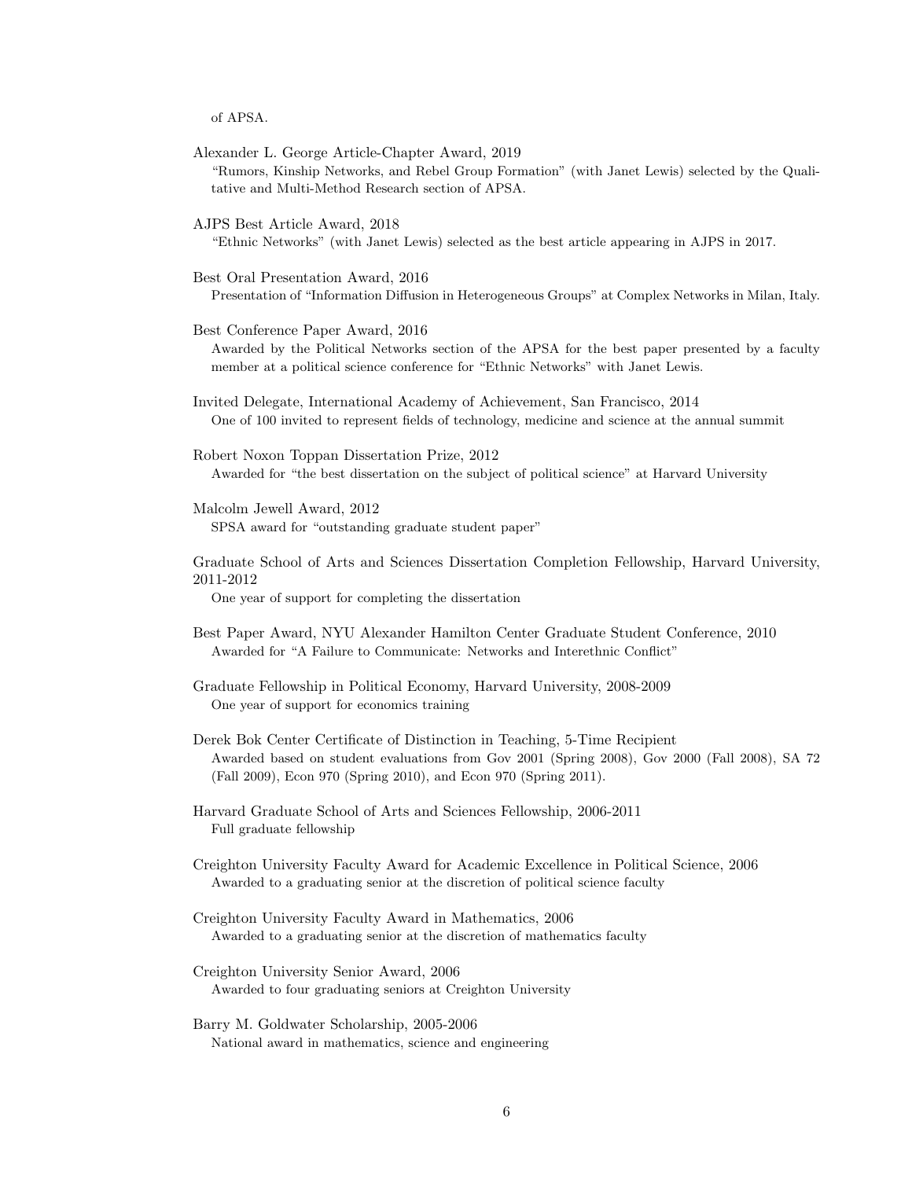of APSA.

Alexander L. George Article-Chapter Award, 2019
"Rumors, Kinship Networks, and Rebel Group Formation" (with Janet Lewis) selected by the Qualitative and Multi-Method Research section of APSA.

AJPS Best Article Award, 2018
"Ethnic Networks" (with Janet Lewis) selected as the best article appearing in AJPS in 2017.

Best Oral Presentation Award, 2016
Presentation of "Information Diffusion in Heterogeneous Groups" at Complex Networks in Milan, Italy.

Best Conference Paper Award, 2016
Awarded by the Political Networks section of the APSA for the best paper presented by a faculty member at a political science conference for "Ethnic Networks" with Janet Lewis.

Invited Delegate, International Academy of Achievement, San Francisco, 2014
One of 100 invited to represent fields of technology, medicine and science at the annual summit

Robert Noxon Toppan Dissertation Prize, 2012
Awarded for "the best dissertation on the subject of political science" at Harvard University

Malcolm Jewell Award, 2012
SPSA award for "outstanding graduate student paper"

Graduate School of Arts and Sciences Dissertation Completion Fellowship, Harvard University, 2011-2012
One year of support for completing the dissertation

Best Paper Award, NYU Alexander Hamilton Center Graduate Student Conference, 2010
Awarded for "A Failure to Communicate: Networks and Interethnic Conflict"

Graduate Fellowship in Political Economy, Harvard University, 2008-2009
One year of support for economics training

Derek Bok Center Certificate of Distinction in Teaching, 5-Time Recipient
Awarded based on student evaluations from Gov 2001 (Spring 2008), Gov 2000 (Fall 2008), SA 72 (Fall 2009), Econ 970 (Spring 2010), and Econ 970 (Spring 2011).

Harvard Graduate School of Arts and Sciences Fellowship, 2006-2011
Full graduate fellowship

Creighton University Faculty Award for Academic Excellence in Political Science, 2006
Awarded to a graduating senior at the discretion of political science faculty

Creighton University Faculty Award in Mathematics, 2006
Awarded to a graduating senior at the discretion of mathematics faculty

Creighton University Senior Award, 2006
Awarded to four graduating seniors at Creighton University

Barry M. Goldwater Scholarship, 2005-2006
National award in mathematics, science and engineering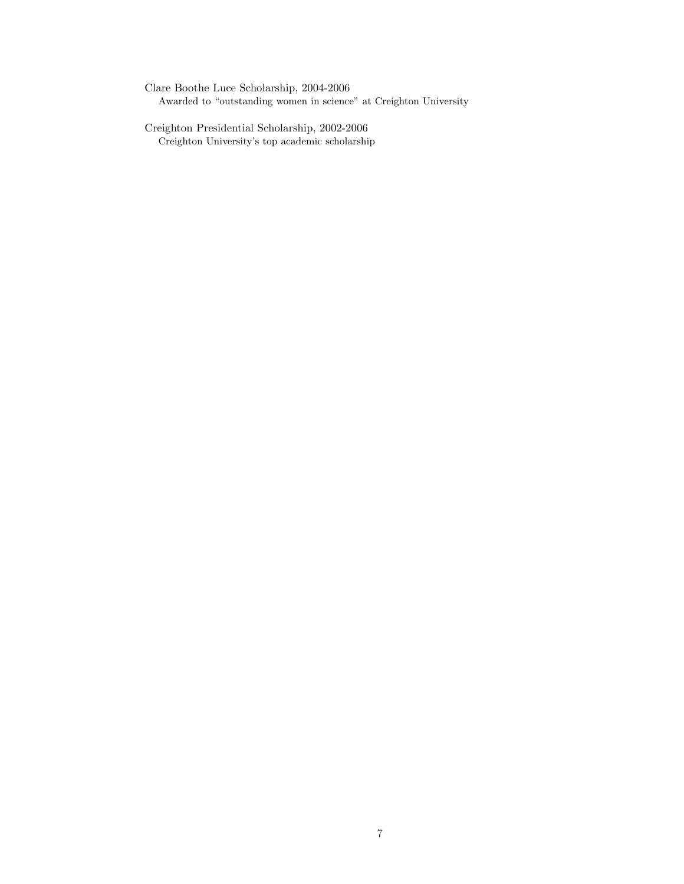Clare Boothe Luce Scholarship, 2004-2006
Awarded to "outstanding women in science" at Creighton University

Creighton Presidential Scholarship, 2002-2006
Creighton University's top academic scholarship